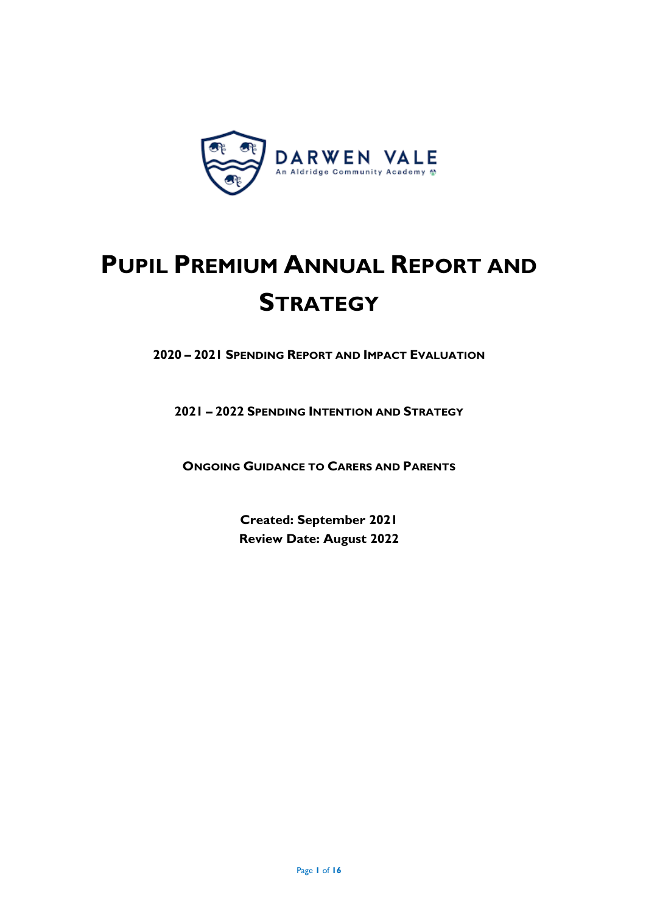DARWEN VALE
An Aldridge Community Academy

# Pupil Premium Annual Report and Strategy

**2020 – 2021 Spending Report and Impact Evaluation**

**2021 – 2022 Spending Intention and Strategy**

**Ongoing Guidance to Carers and Parents**

**Created: September 2021**
**Review Date: August 2022**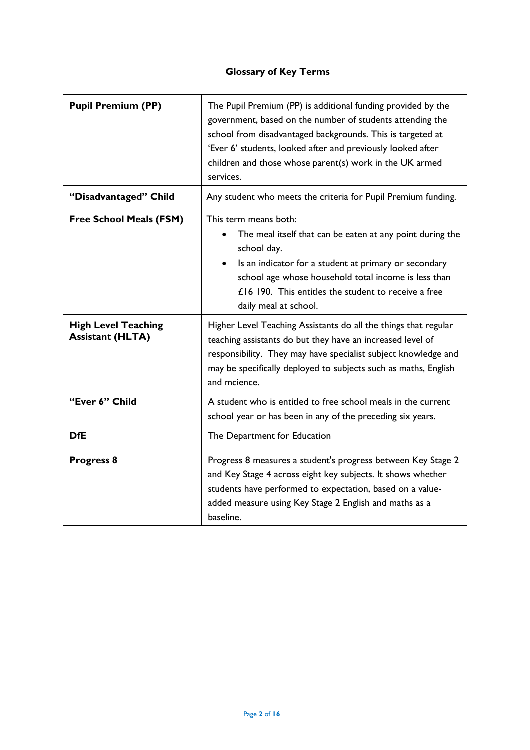## Glossary of Key Terms

| Term | Definition |
|---|---|
| **Pupil Premium (PP)** | The Pupil Premium (PP) is additional funding provided by the government, based on the number of students attending the school from disadvantaged backgrounds. This is targeted at 'Ever 6' students, looked after and previously looked after children and those whose parent(s) work in the UK armed services. |
| **"Disadvantaged" Child** | Any student who meets the criteria for Pupil Premium funding. |
| **Free School Meals (FSM)** | This term means both: <br>• The meal itself that can be eaten at any point during the school day. <br>• Is an indicator for a student at primary or secondary school age whose household total income is less than £16 190. This entitles the student to receive a free daily meal at school. |
| **High Level Teaching Assistant (HLTA)** | Higher Level Teaching Assistants do all the things that regular teaching assistants do but they have an increased level of responsibility. They may have specialist subject knowledge and may be specifically deployed to subjects such as maths, English and mcience. |
| **"Ever 6" Child** | A student who is entitled to free school meals in the current school year or has been in any of the preceding six years. |
| **DfE** | The Department for Education |
| **Progress 8** | Progress 8 measures a student's progress between Key Stage 2 and Key Stage 4 across eight key subjects. It shows whether students have performed to expectation, based on a value-added measure using Key Stage 2 English and maths as a baseline. |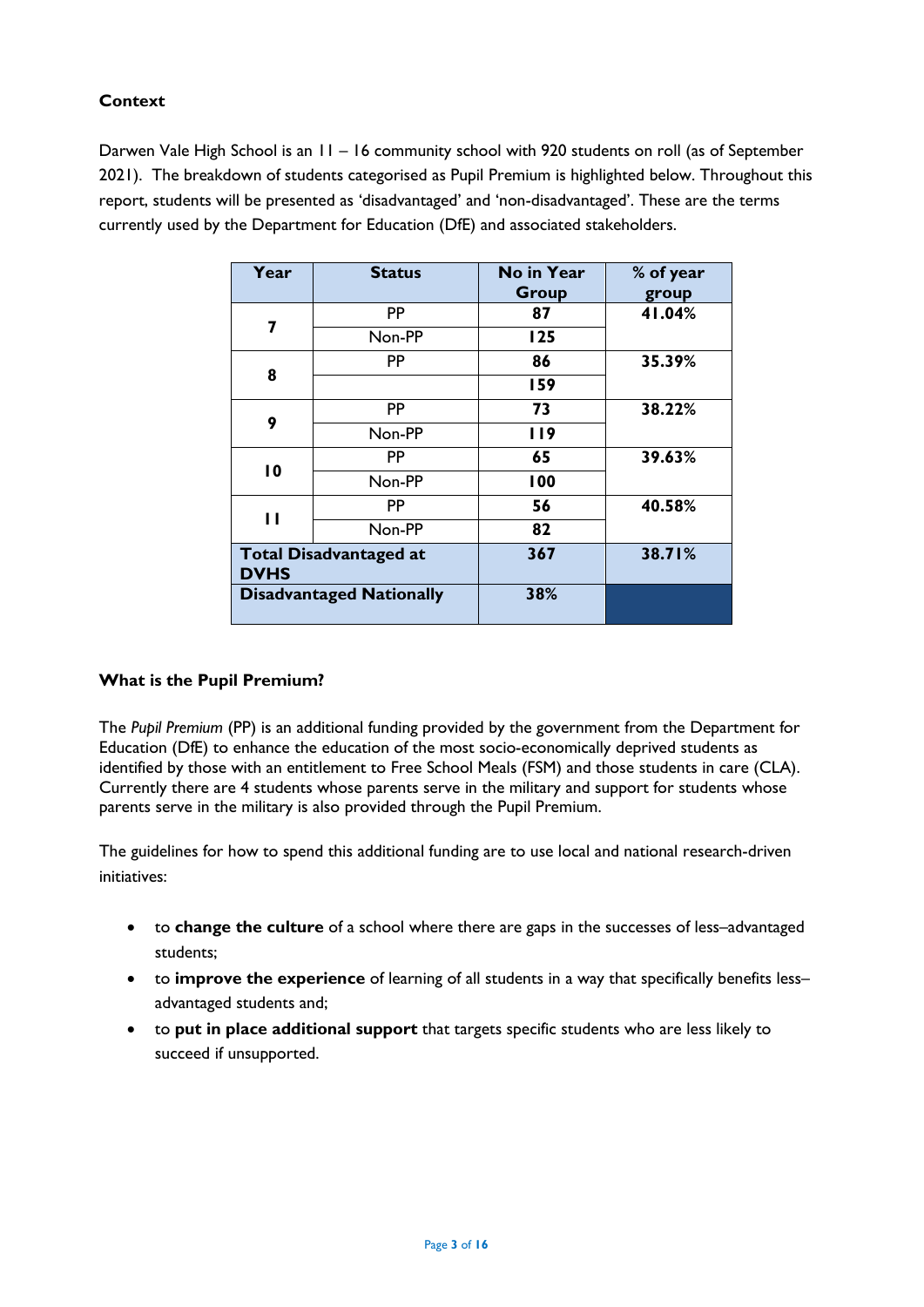**Context**

Darwen Vale High School is an 11 – 16 community school with 920 students on roll (as of September 2021). The breakdown of students categorised as Pupil Premium is highlighted below. Throughout this report, students will be presented as 'disadvantaged' and 'non-disadvantaged'. These are the terms currently used by the Department for Education (DfE) and associated stakeholders.

| Year | Status | No in Year Group | % of year group |
|---|---|---|---|
| 7 | PP | 87 | 41.04% |
| | Non-PP | 125 | |
| 8 | PP | 86 | 35.39% |
| | | 159 | |
| 9 | PP | 73 | 38.22% |
| | Non-PP | 119 | |
| 10 | PP | 65 | 39.63% |
| | Non-PP | 100 | |
| 11 | PP | 56 | 40.58% |
| | Non-PP | 82 | |
| **Total Disadvantaged at DVHS** | | 367 | 38.71% |
| **Disadvantaged Nationally** | | 38% | |

**What is the Pupil Premium?**

The *Pupil Premium* (PP) is an additional funding provided by the government from the Department for Education (DfE) to enhance the education of the most socio-economically deprived students as identified by those with an entitlement to Free School Meals (FSM) and those students in care (CLA). Currently there are 4 students whose parents serve in the military and support for students whose parents serve in the military is also provided through the Pupil Premium.

The guidelines for how to spend this additional funding are to use local and national research-driven initiatives:

- to **change the culture** of a school where there are gaps in the successes of less–advantaged students;
- to **improve the experience** of learning of all students in a way that specifically benefits less–advantaged students and;
- to **put in place additional support** that targets specific students who are less likely to succeed if unsupported.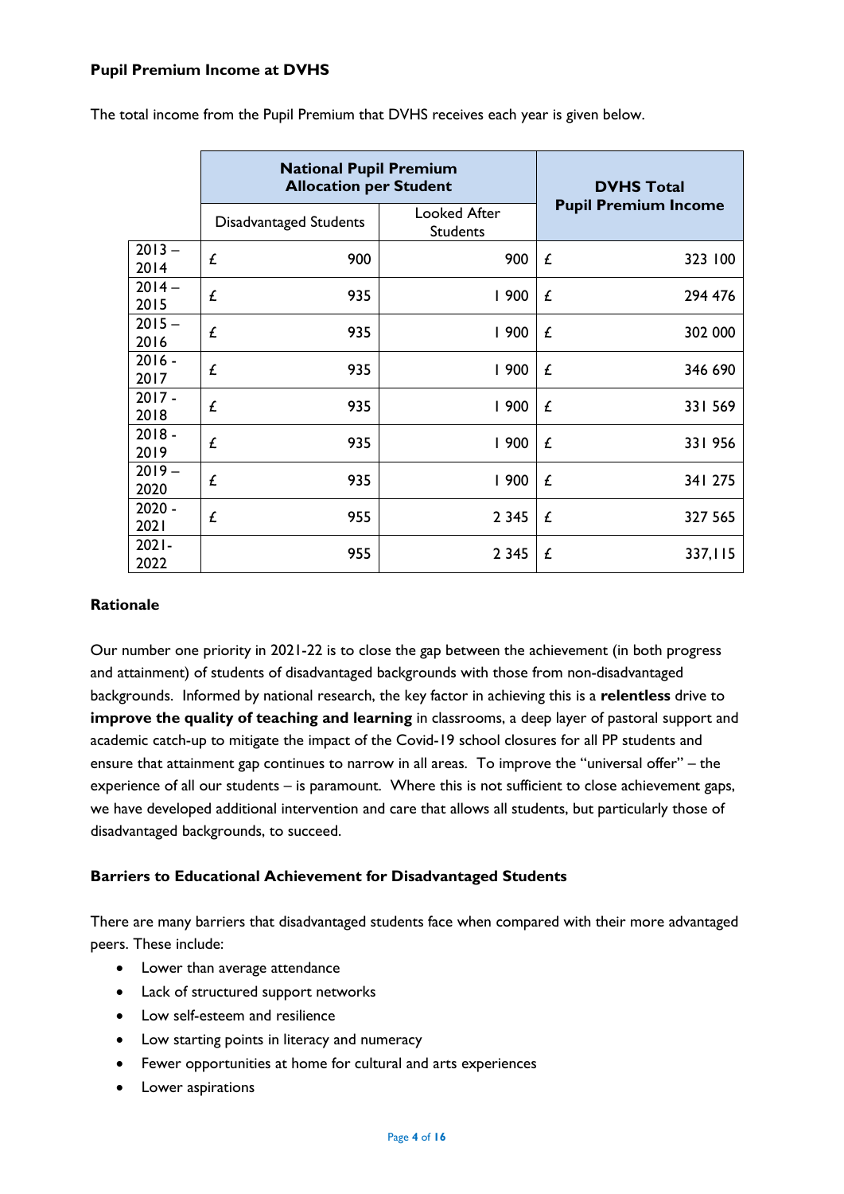**Pupil Premium Income at DVHS**

The total income from the Pupil Premium that DVHS receives each year is given below.

| | National Pupil Premium Allocation per Student | | DVHS Total Pupil Premium Income |
|---|---|---|---|
| | Disadvantaged Students | Looked After Students | |
| 2013 – 2014 | £ 900 | 900 | £ 323 100 |
| 2014 – 2015 | £ 935 | 1 900 | £ 294 476 |
| 2015 – 2016 | £ 935 | 1 900 | £ 302 000 |
| 2016 - 2017 | £ 935 | 1 900 | £ 346 690 |
| 2017 - 2018 | £ 935 | 1 900 | £ 331 569 |
| 2018 - 2019 | £ 935 | 1 900 | £ 331 956 |
| 2019 – 2020 | £ 935 | 1 900 | £ 341 275 |
| 2020 - 2021 | £ 955 | 2 345 | £ 327 565 |
| 2021- 2022 | 955 | 2 345 | £ 337,115 |

**Rationale**

Our number one priority in 2021-22 is to close the gap between the achievement (in both progress and attainment) of students of disadvantaged backgrounds with those from non-disadvantaged backgrounds. Informed by national research, the key factor in achieving this is a **relentless** drive to **improve the quality of teaching and learning** in classrooms, a deep layer of pastoral support and academic catch-up to mitigate the impact of the Covid-19 school closures for all PP students and ensure that attainment gap continues to narrow in all areas. To improve the "universal offer" – the experience of all our students – is paramount. Where this is not sufficient to close achievement gaps, we have developed additional intervention and care that allows all students, but particularly those of disadvantaged backgrounds, to succeed.

**Barriers to Educational Achievement for Disadvantaged Students**

There are many barriers that disadvantaged students face when compared with their more advantaged peers. These include:

- Lower than average attendance
- Lack of structured support networks
- Low self-esteem and resilience
- Low starting points in literacy and numeracy
- Fewer opportunities at home for cultural and arts experiences
- Lower aspirations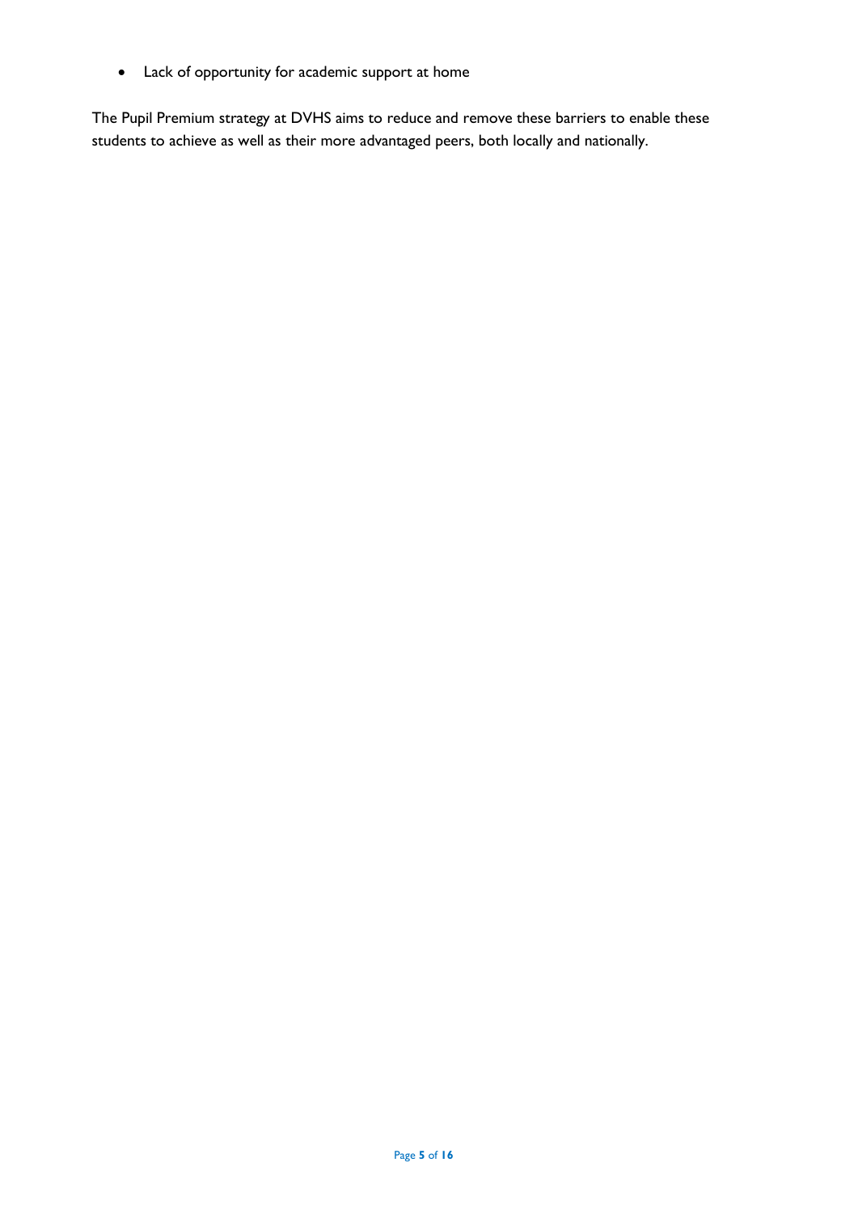- Lack of opportunity for academic support at home

The Pupil Premium strategy at DVHS aims to reduce and remove these barriers to enable these students to achieve as well as their more advantaged peers, both locally and nationally.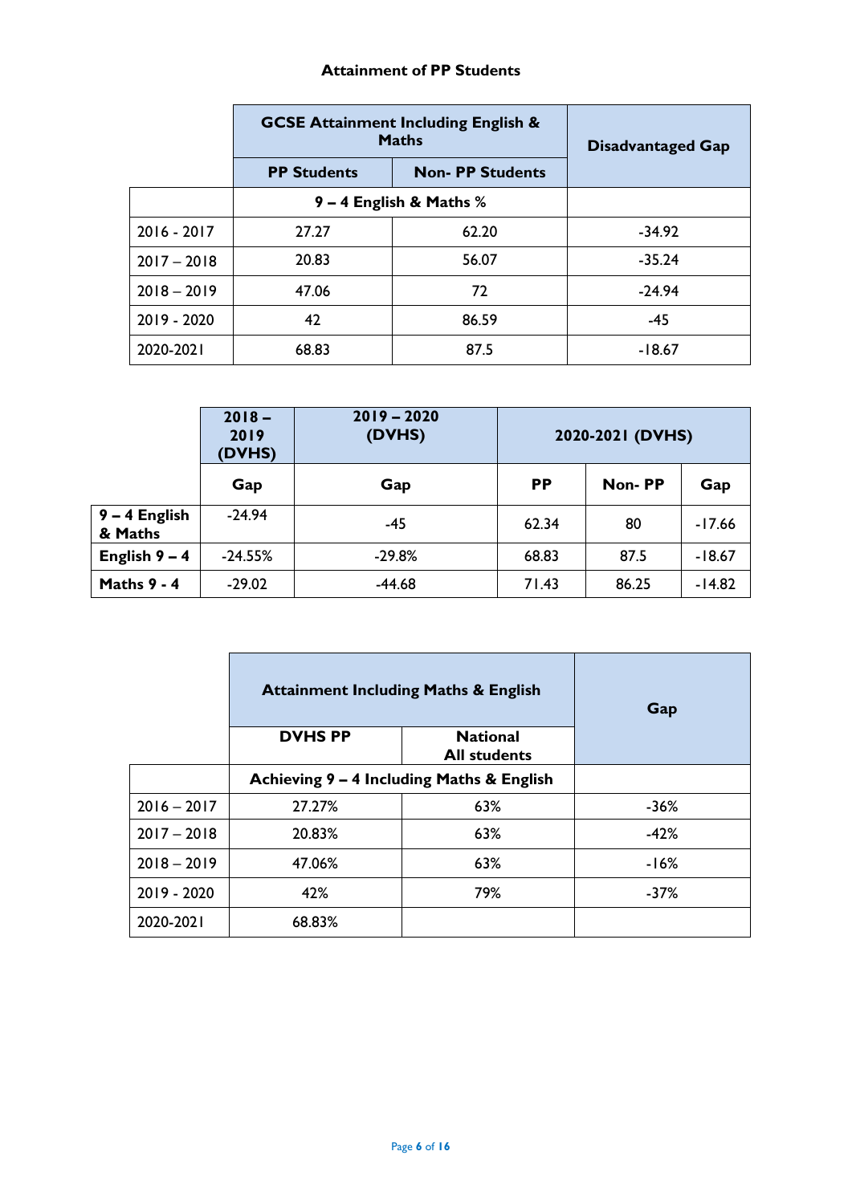**Attainment of PP Students**

| | GCSE Attainment Including English & Maths | | Disadvantaged Gap |
|---|---|---|---|
| | PP Students | Non- PP Students | |
| | 9 – 4 English & Maths % | | |
| 2016 - 2017 | 27.27 | 62.20 | -34.92 |
| 2017 – 2018 | 20.83 | 56.07 | -35.24 |
| 2018 – 2019 | 47.06 | 72 | -24.94 |
| 2019 - 2020 | 42 | 86.59 | -45 |
| 2020-2021 | 68.83 | 87.5 | -18.67 |

| | 2018 – 2019 (DVHS) | 2019 – 2020 (DVHS) | 2020-2021 (DVHS) | | |
|---|---|---|---|---|---|
| | Gap | Gap | PP | Non- PP | Gap |
| **9 – 4 English & Maths** | -24.94 | -45 | 62.34 | 80 | -17.66 |
| **English 9 – 4** | -24.55% | -29.8% | 68.83 | 87.5 | -18.67 |
| **Maths 9 - 4** | -29.02 | -44.68 | 71.43 | 86.25 | -14.82 |

| | Attainment Including Maths & English | | Gap |
|---|---|---|---|
| | DVHS PP | National All students | |
| | Achieving 9 – 4 Including Maths & English | | |
| 2016 – 2017 | 27.27% | 63% | -36% |
| 2017 – 2018 | 20.83% | 63% | -42% |
| 2018 – 2019 | 47.06% | 63% | -16% |
| 2019 - 2020 | 42% | 79% | -37% |
| 2020-2021 | 68.83% | | |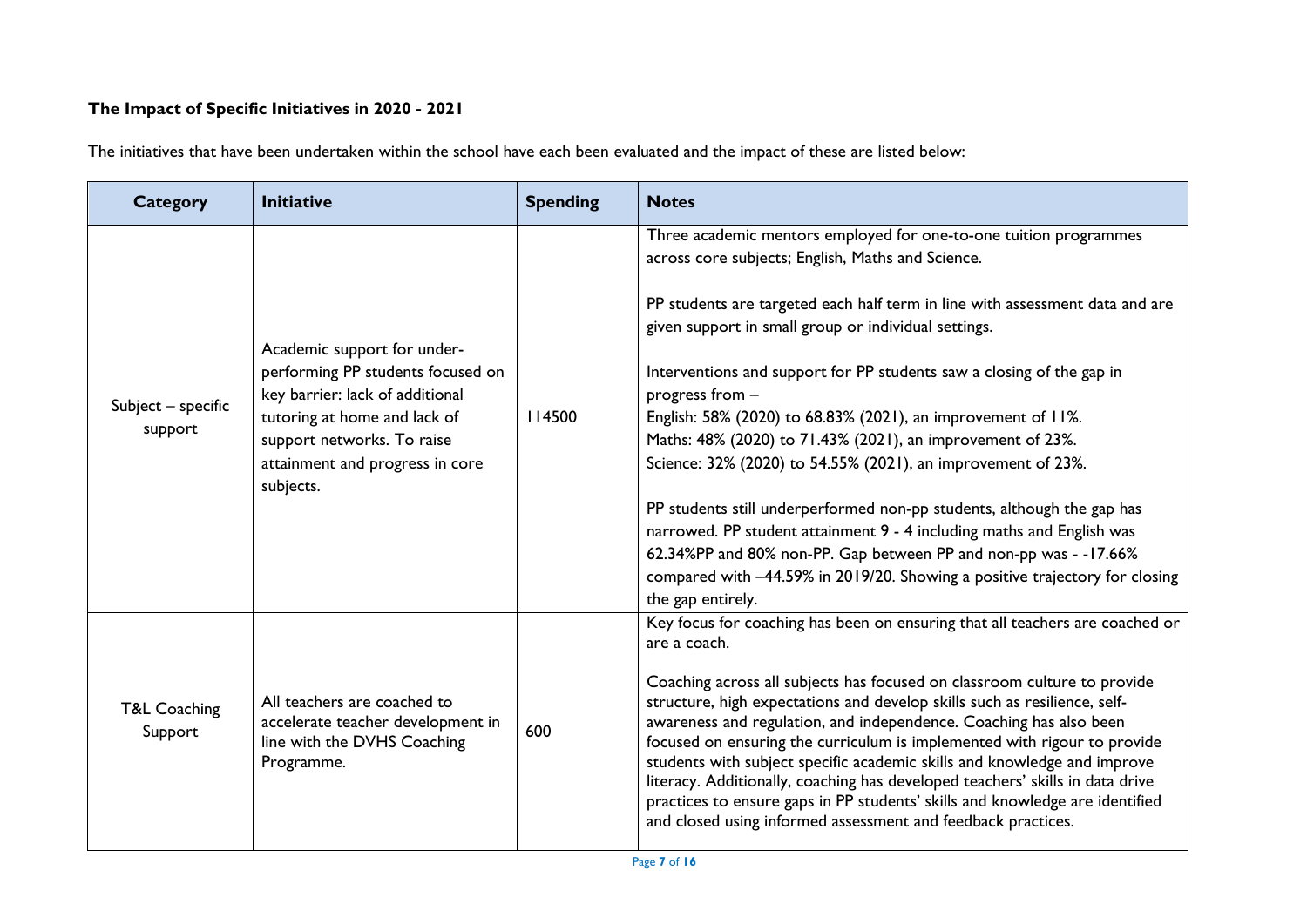**The Impact of Specific Initiatives in 2020 - 2021**

The initiatives that have been undertaken within the school have each been evaluated and the impact of these are listed below:

| Category | Initiative | Spending | Notes |
|---|---|---|---|
| Subject – specific support | Academic support for under-performing PP students focused on key barrier: lack of additional tutoring at home and lack of support networks. To raise attainment and progress in core subjects. | 114500 | Three academic mentors employed for one-to-one tuition programmes across core subjects; English, Maths and Science.<br><br>PP students are targeted each half term in line with assessment data and are given support in small group or individual settings.<br><br>Interventions and support for PP students saw a closing of the gap in progress from –<br>English: 58% (2020) to 68.83% (2021), an improvement of 11%.<br>Maths: 48% (2020) to 71.43% (2021), an improvement of 23%.<br>Science: 32% (2020) to 54.55% (2021), an improvement of 23%.<br><br>PP students still underperformed non-pp students, although the gap has narrowed. PP student attainment 9 - 4 including maths and English was 62.34%PP and 80% non-PP. Gap between PP and non-pp was - -17.66% compared with –44.59% in 2019/20. Showing a positive trajectory for closing the gap entirely. |
| T&L Coaching Support | All teachers are coached to accelerate teacher development in line with the DVHS Coaching Programme. | 600 | Key focus for coaching has been on ensuring that all teachers are coached or are a coach.<br><br>Coaching across all subjects has focused on classroom culture to provide structure, high expectations and develop skills such as resilience, self-awareness and regulation, and independence. Coaching has also been focused on ensuring the curriculum is implemented with rigour to provide students with subject specific academic skills and knowledge and improve literacy. Additionally, coaching has developed teachers' skills in data drive practices to ensure gaps in PP students' skills and knowledge are identified and closed using informed assessment and feedback practices. |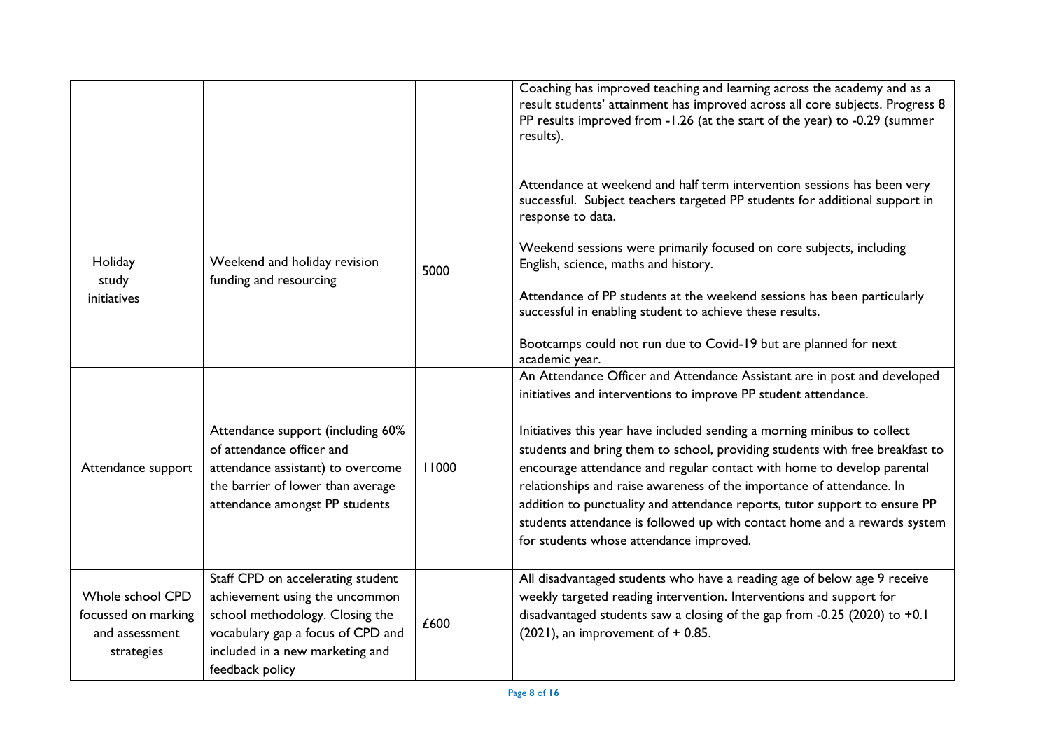| | | | |
|---|---|---|---|
| | | | Coaching has improved teaching and learning across the academy and as a result students' attainment has improved across all core subjects. Progress 8 PP results improved from -1.26 (at the start of the year) to -0.29 (summer results). |
| Holiday study initiatives | Weekend and holiday revision funding and resourcing | 5000 | Attendance at weekend and half term intervention sessions has been very successful. Subject teachers targeted PP students for additional support in response to data.<br><br>Weekend sessions were primarily focused on core subjects, including English, science, maths and history.<br><br>Attendance of PP students at the weekend sessions has been particularly successful in enabling student to achieve these results.<br><br>Bootcamps could not run due to Covid-19 but are planned for next academic year. |
| Attendance support | Attendance support (including 60% of attendance officer and attendance assistant) to overcome the barrier of lower than average attendance amongst PP students | 11000 | An Attendance Officer and Attendance Assistant are in post and developed initiatives and interventions to improve PP student attendance.<br><br>Initiatives this year have included sending a morning minibus to collect students and bring them to school, providing students with free breakfast to encourage attendance and regular contact with home to develop parental relationships and raise awareness of the importance of attendance. In addition to punctuality and attendance reports, tutor support to ensure PP students attendance is followed up with contact home and a rewards system for students whose attendance improved. |
| Whole school CPD focussed on marking and assessment strategies | Staff CPD on accelerating student achievement using the uncommon school methodology. Closing the vocabulary gap a focus of CPD and included in a new marketing and feedback policy | £600 | All disadvantaged students who have a reading age of below age 9 receive weekly targeted reading intervention. Interventions and support for disadvantaged students saw a closing of the gap from -0.25 (2020) to +0.1 (2021), an improvement of + 0.85. |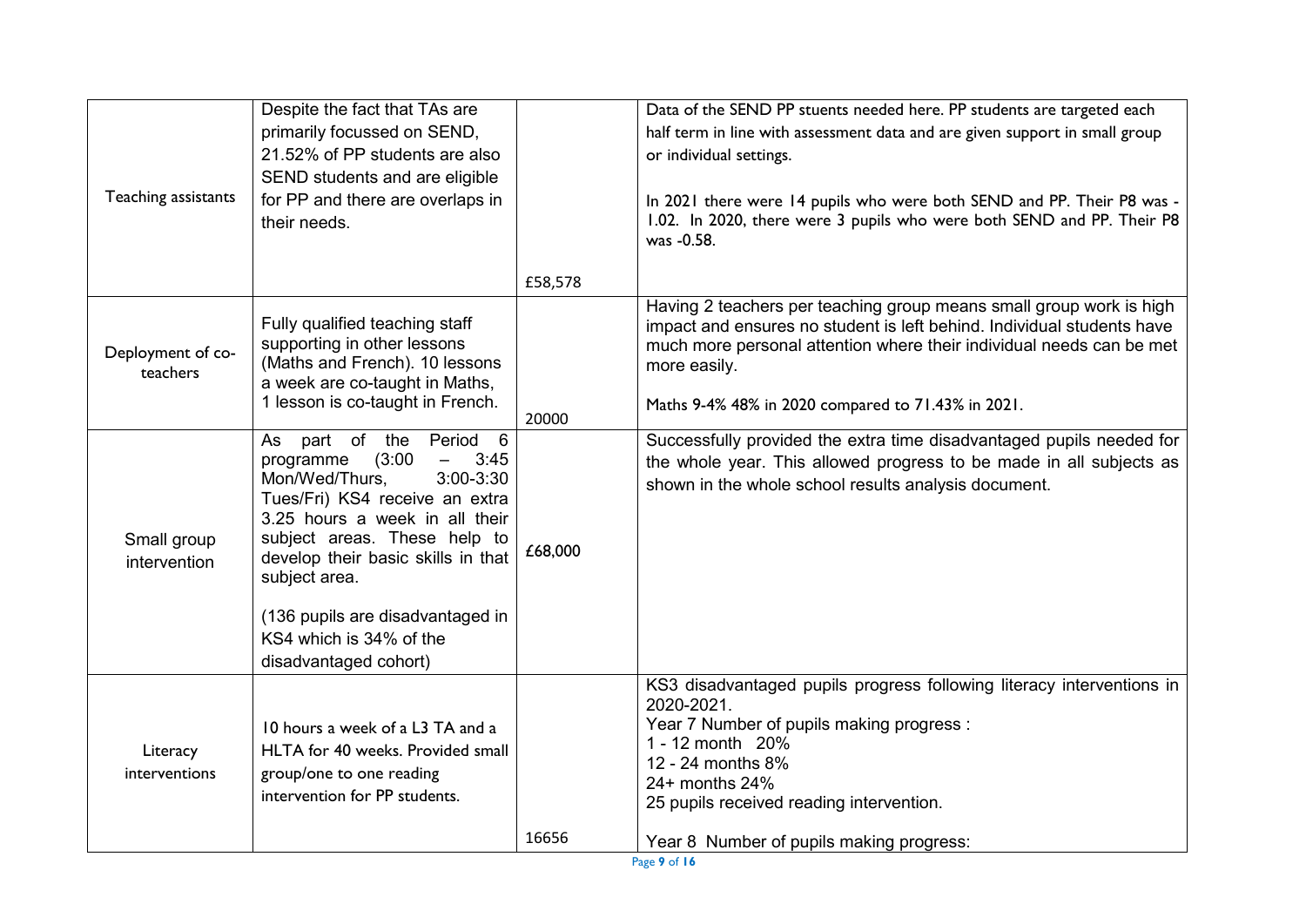| | | | |
|---|---|---|---|
| Teaching assistants | Despite the fact that TAs are primarily focussed on SEND, 21.52% of PP students are also SEND students and are eligible for PP and there are overlaps in their needs. | £58,578 | Data of the SEND PP stuents needed here. PP students are targeted each half term in line with assessment data and are given support in small group or individual settings.<br><br>In 2021 there were 14 pupils who were both SEND and PP. Their P8 was -1.02. In 2020, there were 3 pupils who were both SEND and PP. Their P8 was -0.58. |
| Deployment of co-teachers | Fully qualified teaching staff supporting in other lessons (Maths and French). 10 lessons a week are co-taught in Maths, 1 lesson is co-taught in French. | 20000 | Having 2 teachers per teaching group means small group work is high impact and ensures no student is left behind. Individual students have much more personal attention where their individual needs can be met more easily.<br><br>Maths 9-4% 48% in 2020 compared to 71.43% in 2021. |
| Small group intervention | As part of the Period 6 programme (3:00 – 3:45 Mon/Wed/Thurs, 3:00-3:30 Tues/Fri) KS4 receive an extra 3.25 hours a week in all their subject areas. These help to develop their basic skills in that subject area.<br><br>(136 pupils are disadvantaged in KS4 which is 34% of the disadvantaged cohort) | £68,000 | Successfully provided the extra time disadvantaged pupils needed for the whole year. This allowed progress to be made in all subjects as shown in the whole school results analysis document. |
| Literacy interventions | 10 hours a week of a L3 TA and a HLTA for 40 weeks. Provided small group/one to one reading intervention for PP students. | 16656 | KS3 disadvantaged pupils progress following literacy interventions in 2020-2021.<br>Year 7 Number of pupils making progress :<br>1 - 12 month 20%<br>12 - 24 months 8%<br>24+ months 24%<br>25 pupils received reading intervention.<br><br>Year 8 Number of pupils making progress: |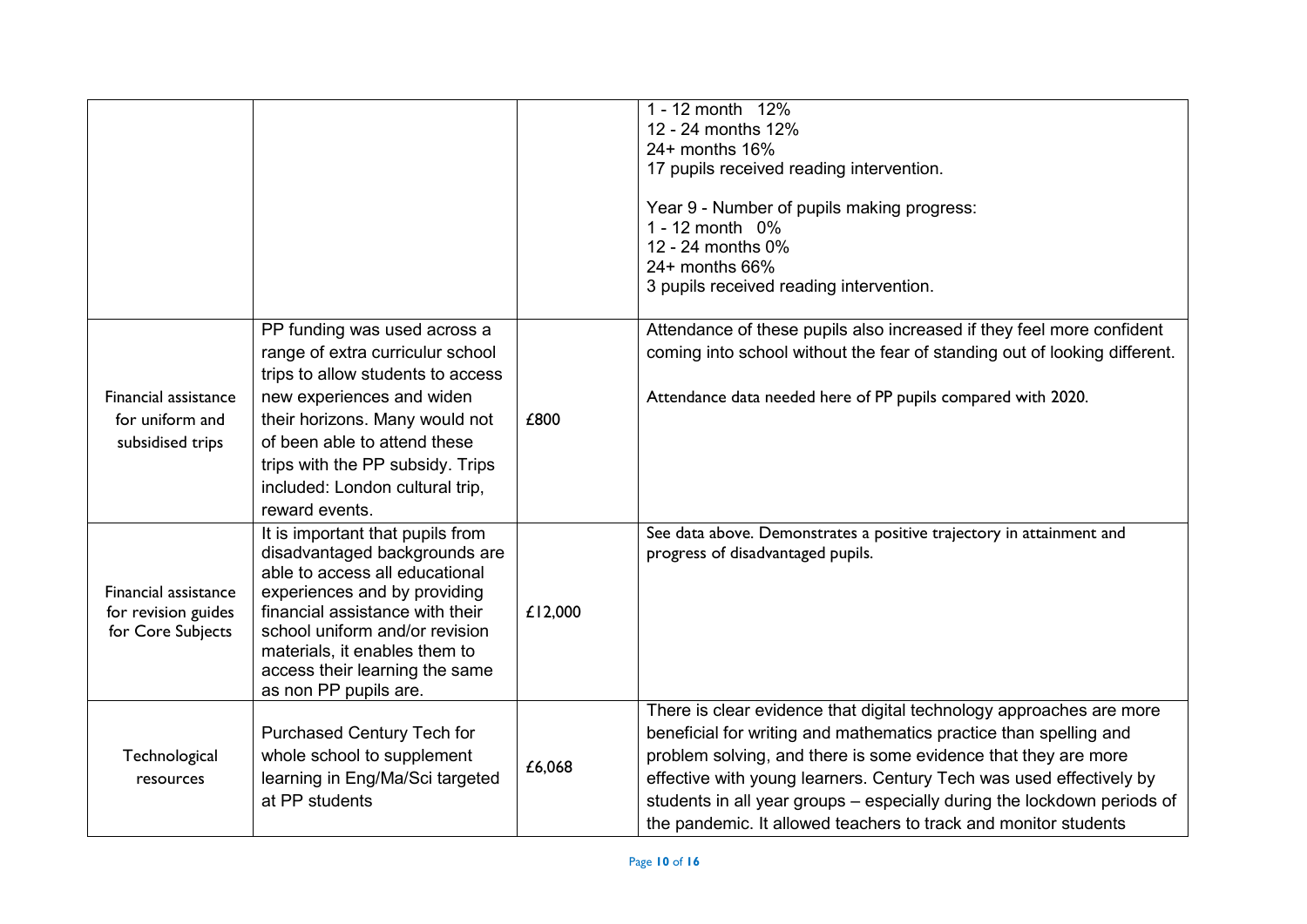| | | | |
|---|---|---|---|
| | | | 1 - 12 month 12%<br>12 - 24 months 12%<br>24+ months 16%<br>17 pupils received reading intervention.<br><br>Year 9 - Number of pupils making progress:<br>1 - 12 month 0%<br>12 - 24 months 0%<br>24+ months 66%<br>3 pupils received reading intervention. |
| Financial assistance for uniform and subsidised trips | PP funding was used across a range of extra curriculur school trips to allow students to access new experiences and widen their horizons. Many would not of been able to attend these trips with the PP subsidy. Trips included: London cultural trip, reward events. | £800 | Attendance of these pupils also increased if they feel more confident coming into school without the fear of standing out of looking different.<br><br>Attendance data needed here of PP pupils compared with 2020. |
| Financial assistance for revision guides for Core Subjects | It is important that pupils from disadvantaged backgrounds are able to access all educational experiences and by providing financial assistance with their school uniform and/or revision materials, it enables them to access their learning the same as non PP pupils are. | £12,000 | See data above. Demonstrates a positive trajectory in attainment and progress of disadvantaged pupils. |
| Technological resources | Purchased Century Tech for whole school to supplement learning in Eng/Ma/Sci targeted at PP students | £6,068 | There is clear evidence that digital technology approaches are more beneficial for writing and mathematics practice than spelling and problem solving, and there is some evidence that they are more effective with young learners. Century Tech was used effectively by students in all year groups – especially during the lockdown periods of the pandemic. It allowed teachers to track and monitor students |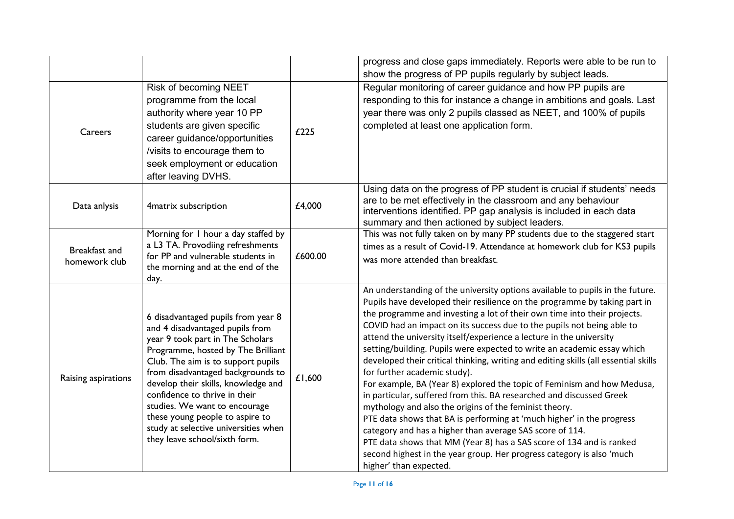| | | | |
|---|---|---|---|
| | | | progress and close gaps immediately. Reports were able to be run to show the progress of PP pupils regularly by subject leads. |
| Careers | Risk of becoming NEET programme from the local authority where year 10 PP students are given specific career guidance/opportunities /visits to encourage them to seek employment or education after leaving DVHS. | £225 | Regular monitoring of career guidance and how PP pupils are responding to this for instance a change in ambitions and goals. Last year there was only 2 pupils classed as NEET, and 100% of pupils completed at least one application form. |
| Data anlysis | 4matrix subscription | £4,000 | Using data on the progress of PP student is crucial if students' needs are to be met effectively in the classroom and any behaviour interventions identified. PP gap analysis is included in each data summary and then actioned by subject leaders. |
| Breakfast and homework club | Morning for 1 hour a day staffed by a L3 TA. Provodiing refreshments for PP and vulnerable students in the morning and at the end of the day. | £600.00 | This was not fully taken on by many PP students due to the staggered start times as a result of Covid-19. Attendance at homework club for KS3 pupils was more attended than breakfast. |
| Raising aspirations | 6 disadvantaged pupils from year 8 and 4 disadvantaged pupils from year 9 took part in The Scholars Programme, hosted by The Brilliant Club. The aim is to support pupils from disadvantaged backgrounds to develop their skills, knowledge and confidence to thrive in their studies. We want to encourage these young people to aspire to study at selective universities when they leave school/sixth form. | £1,600 | An understanding of the university options available to pupils in the future. Pupils have developed their resilience on the programme by taking part in the programme and investing a lot of their own time into their projects. COVID had an impact on its success due to the pupils not being able to attend the university itself/experience a lecture in the university setting/building. Pupils were expected to write an academic essay which developed their critical thinking, writing and editing skills (all essential skills for further academic study).<br>For example, BA (Year 8) explored the topic of Feminism and how Medusa, in particular, suffered from this. BA researched and discussed Greek mythology and also the origins of the feminist theory.<br>PTE data shows that BA is performing at 'much higher' in the progress category and has a higher than average SAS score of 114.<br>PTE data shows that MM (Year 8) has a SAS score of 134 and is ranked second highest in the year group. Her progress category is also 'much higher' than expected. |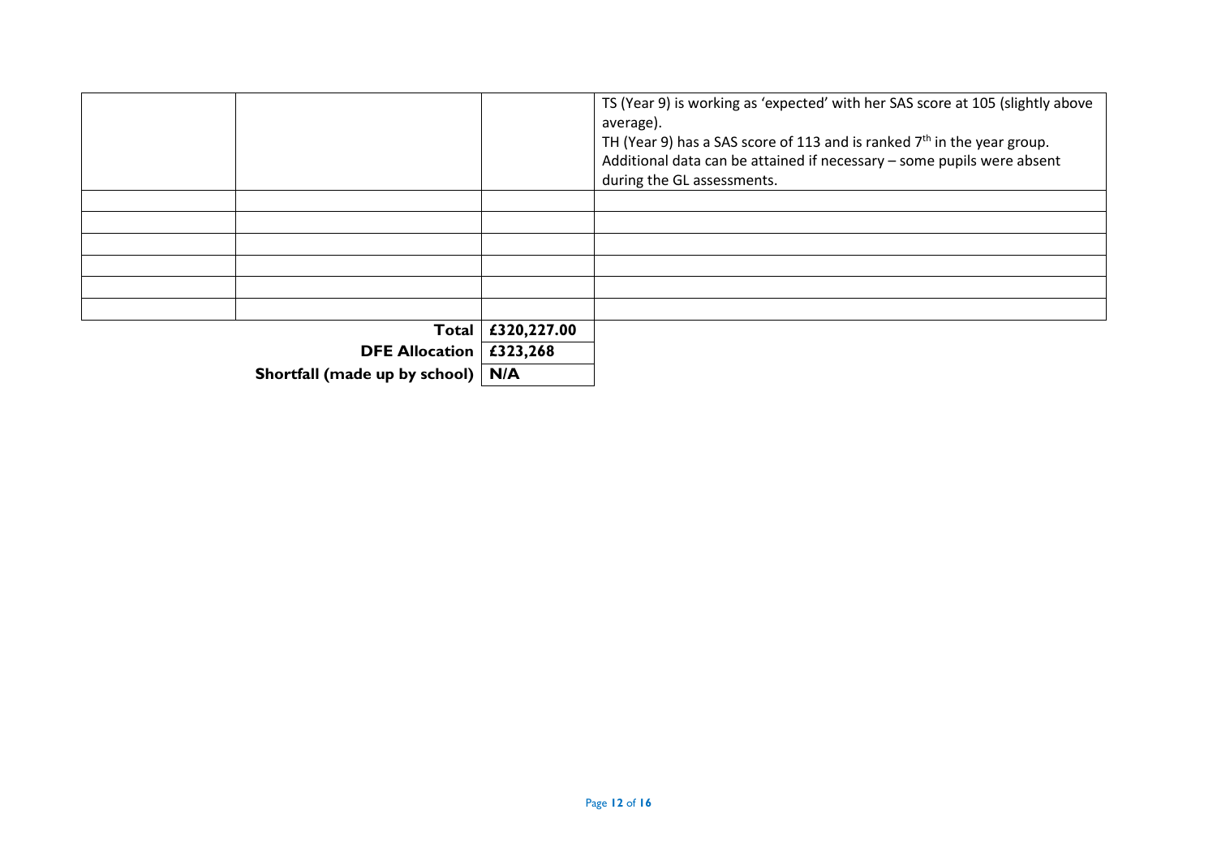| | | | |
|---|---|---|---|
| | | | TS (Year 9) is working as 'expected' with her SAS score at 105 (slightly above average).<br>TH (Year 9) has a SAS score of 113 and is ranked 7th in the year group.<br>Additional data can be attained if necessary – some pupils were absent during the GL assessments. |
| | | | |
| | | | |
| | | | |
| | | | |
| | | | |
| | | | |
| | **Total** | **£320,227.00** | |
| | **DFE Allocation** | **£323,268** | |
| | **Shortfall (made up by school)** | **N/A** | |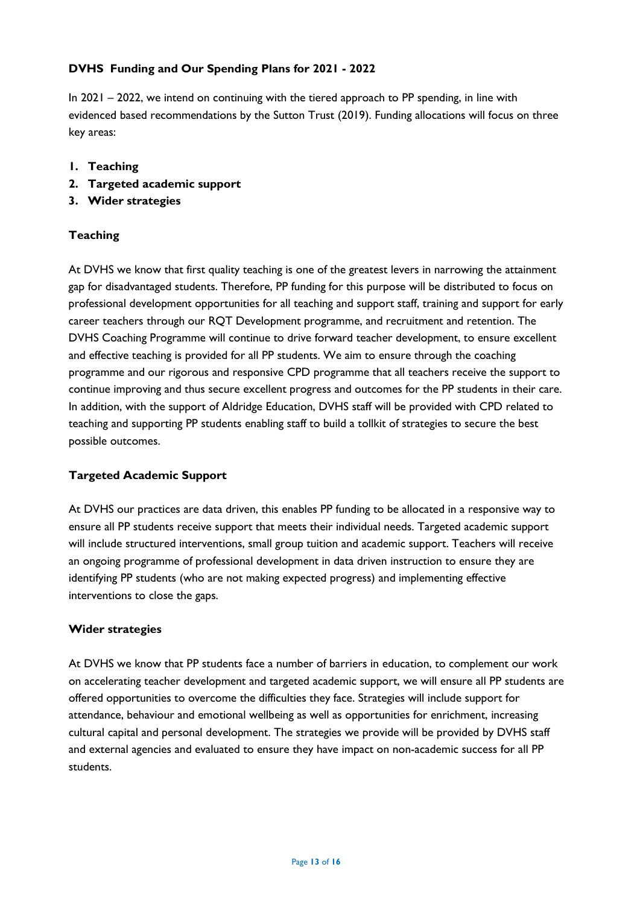**DVHS Funding and Our Spending Plans for 2021 - 2022**

In 2021 – 2022, we intend on continuing with the tiered approach to PP spending, in line with evidenced based recommendations by the Sutton Trust (2019). Funding allocations will focus on three key areas:

1. **Teaching**
2. **Targeted academic support**
3. **Wider strategies**

**Teaching**

At DVHS we know that first quality teaching is one of the greatest levers in narrowing the attainment gap for disadvantaged students. Therefore, PP funding for this purpose will be distributed to focus on professional development opportunities for all teaching and support staff, training and support for early career teachers through our RQT Development programme, and recruitment and retention. The DVHS Coaching Programme will continue to drive forward teacher development, to ensure excellent and effective teaching is provided for all PP students. We aim to ensure through the coaching programme and our rigorous and responsive CPD programme that all teachers receive the support to continue improving and thus secure excellent progress and outcomes for the PP students in their care. In addition, with the support of Aldridge Education, DVHS staff will be provided with CPD related to teaching and supporting PP students enabling staff to build a tollkit of strategies to secure the best possible outcomes.

**Targeted Academic Support**

At DVHS our practices are data driven, this enables PP funding to be allocated in a responsive way to ensure all PP students receive support that meets their individual needs. Targeted academic support will include structured interventions, small group tuition and academic support. Teachers will receive an ongoing programme of professional development in data driven instruction to ensure they are identifying PP students (who are not making expected progress) and implementing effective interventions to close the gaps.

**Wider strategies**

At DVHS we know that PP students face a number of barriers in education, to complement our work on accelerating teacher development and targeted academic support, we will ensure all PP students are offered opportunities to overcome the difficulties they face. Strategies will include support for attendance, behaviour and emotional wellbeing as well as opportunities for enrichment, increasing cultural capital and personal development. The strategies we provide will be provided by DVHS staff and external agencies and evaluated to ensure they have impact on non-academic success for all PP students.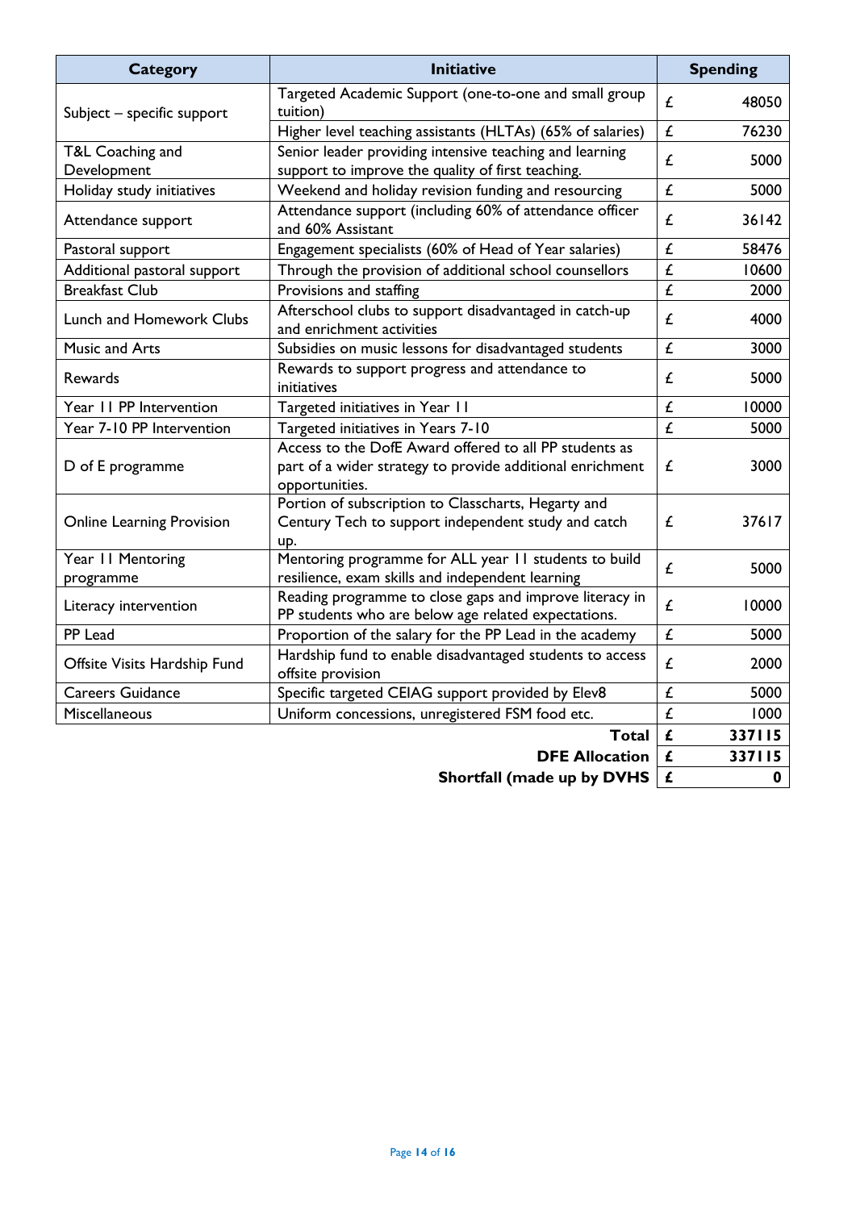| Category | Initiative | Spending | |
|---|---|---|---|
| Subject – specific support | Targeted Academic Support (one-to-one and small group tuition) | £ | 48050 |
| | Higher level teaching assistants (HLTAs) (65% of salaries) | £ | 76230 |
| T&L Coaching and Development | Senior leader providing intensive teaching and learning support to improve the quality of first teaching. | £ | 5000 |
| Holiday study initiatives | Weekend and holiday revision funding and resourcing | £ | 5000 |
| Attendance support | Attendance support (including 60% of attendance officer and 60% Assistant | £ | 36142 |
| Pastoral support | Engagement specialists (60% of Head of Year salaries) | £ | 58476 |
| Additional pastoral support | Through the provision of additional school counsellors | £ | 10600 |
| Breakfast Club | Provisions and staffing | £ | 2000 |
| Lunch and Homework Clubs | Afterschool clubs to support disadvantaged in catch-up and enrichment activities | £ | 4000 |
| Music and Arts | Subsidies on music lessons for disadvantaged students | £ | 3000 |
| Rewards | Rewards to support progress and attendance to initiatives | £ | 5000 |
| Year 11 PP Intervention | Targeted initiatives in Year 11 | £ | 10000 |
| Year 7-10 PP Intervention | Targeted initiatives in Years 7-10 | £ | 5000 |
| D of E programme | Access to the DofE Award offered to all PP students as part of a wider strategy to provide additional enrichment opportunities. | £ | 3000 |
| Online Learning Provision | Portion of subscription to Classcharts, Hegarty and Century Tech to support independent study and catch up. | £ | 37617 |
| Year 11 Mentoring programme | Mentoring programme for ALL year 11 students to build resilience, exam skills and independent learning | £ | 5000 |
| Literacy intervention | Reading programme to close gaps and improve literacy in PP students who are below age related expectations. | £ | 10000 |
| PP Lead | Proportion of the salary for the PP Lead in the academy | £ | 5000 |
| Offsite Visits Hardship Fund | Hardship fund to enable disadvantaged students to access offsite provision | £ | 2000 |
| Careers Guidance | Specific targeted CEIAG support provided by Elev8 | £ | 5000 |
| Miscellaneous | Uniform concessions, unregistered FSM food etc. | £ | 1000 |
| | **Total** | **£** | **337115** |
| | **DFE Allocation** | **£** | **337115** |
| | **Shortfall (made up by DVHS** | **£** | **0** |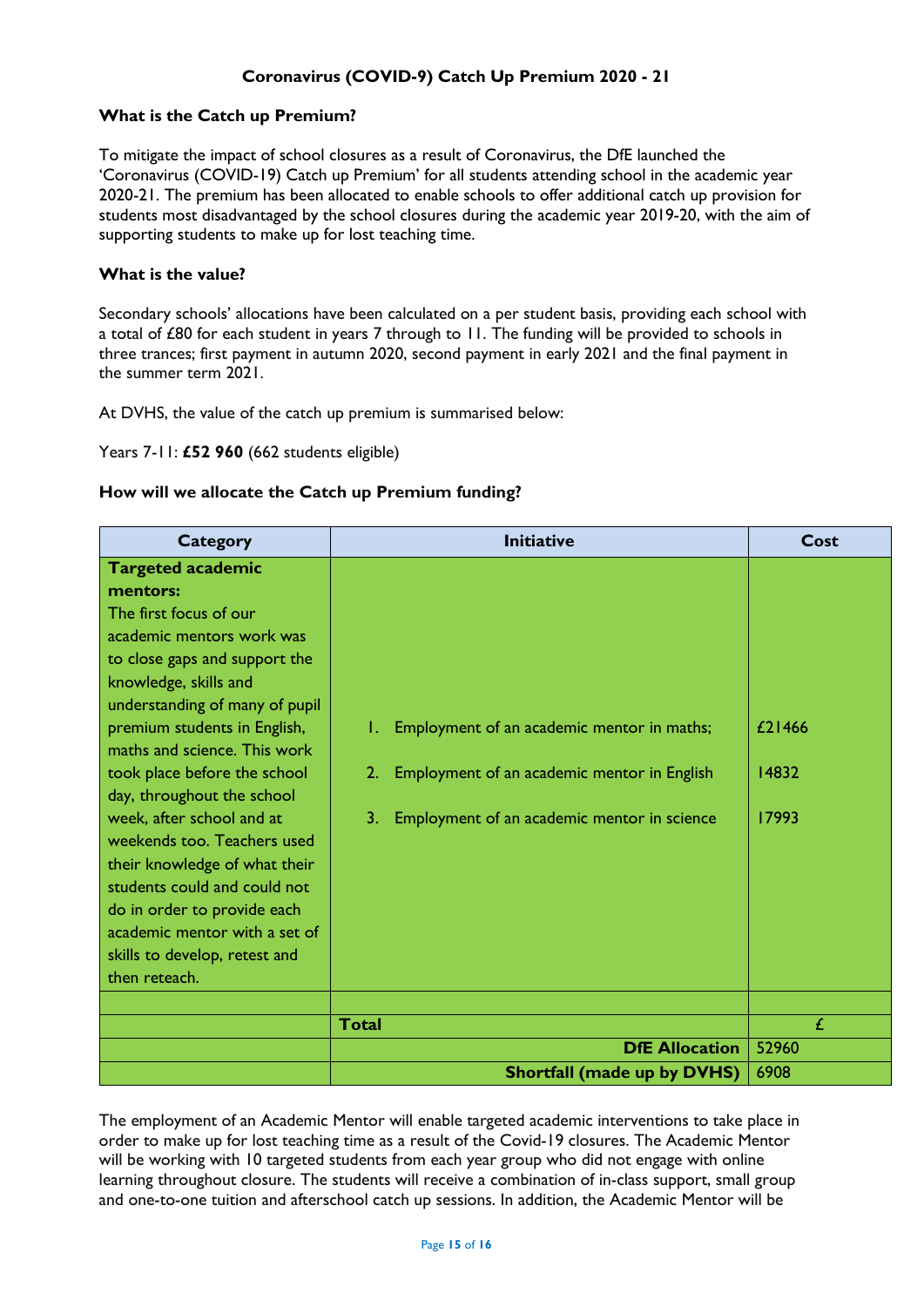**Coronavirus (COVID-9) Catch Up Premium 2020 - 21**

**What is the Catch up Premium?**

To mitigate the impact of school closures as a result of Coronavirus, the DfE launched the 'Coronavirus (COVID-19) Catch up Premium' for all students attending school in the academic year 2020-21. The premium has been allocated to enable schools to offer additional catch up provision for students most disadvantaged by the school closures during the academic year 2019-20, with the aim of supporting students to make up for lost teaching time.

**What is the value?**

Secondary schools' allocations have been calculated on a per student basis, providing each school with a total of £80 for each student in years 7 through to 11. The funding will be provided to schools in three trances; first payment in autumn 2020, second payment in early 2021 and the final payment in the summer term 2021.

At DVHS, the value of the catch up premium is summarised below:

Years 7-11: **£52 960** (662 students eligible)

**How will we allocate the Catch up Premium funding?**

| Category | Initiative | Cost |
|---|---|---|
| **Targeted academic mentors:** The first focus of our academic mentors work was to close gaps and support the knowledge, skills and understanding of many of pupil premium students in English, maths and science. This work took place before the school day, throughout the school week, after school and at weekends too. Teachers used their knowledge of what their students could and could not do in order to provide each academic mentor with a set of skills to develop, retest and then reteach. | 1. Employment of an academic mentor in maths;<br>2. Employment of an academic mentor in English<br>3. Employment of an academic mentor in science | £21466<br>14832<br>17993 |
| | | |
| | **Total** | £ |
| | **DfE Allocation** | 52960 |
| | **Shortfall (made up by DVHS)** | 6908 |

The employment of an Academic Mentor will enable targeted academic interventions to take place in order to make up for lost teaching time as a result of the Covid-19 closures. The Academic Mentor will be working with 10 targeted students from each year group who did not engage with online learning throughout closure. The students will receive a combination of in-class support, small group and one-to-one tuition and afterschool catch up sessions. In addition, the Academic Mentor will be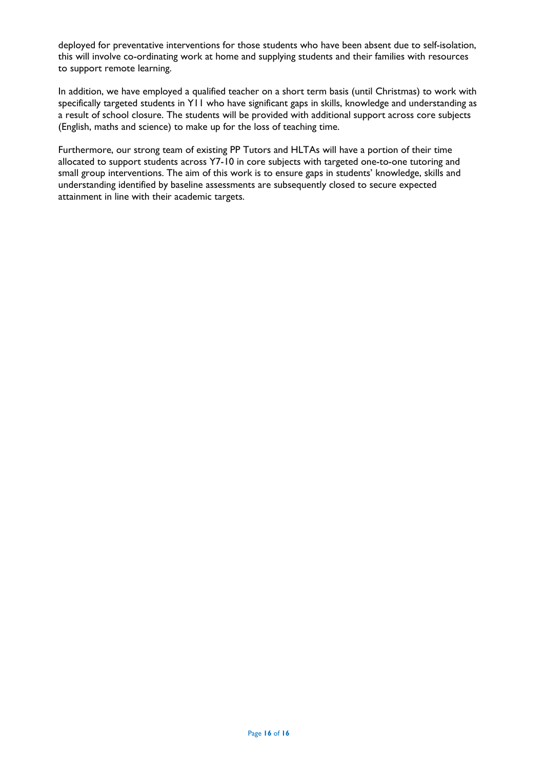deployed for preventative interventions for those students who have been absent due to self-isolation, this will involve co-ordinating work at home and supplying students and their families with resources to support remote learning.

In addition, we have employed a qualified teacher on a short term basis (until Christmas) to work with specifically targeted students in Y11 who have significant gaps in skills, knowledge and understanding as a result of school closure. The students will be provided with additional support across core subjects (English, maths and science) to make up for the loss of teaching time.

Furthermore, our strong team of existing PP Tutors and HLTAs will have a portion of their time allocated to support students across Y7-10 in core subjects with targeted one-to-one tutoring and small group interventions. The aim of this work is to ensure gaps in students' knowledge, skills and understanding identified by baseline assessments are subsequently closed to secure expected attainment in line with their academic targets.